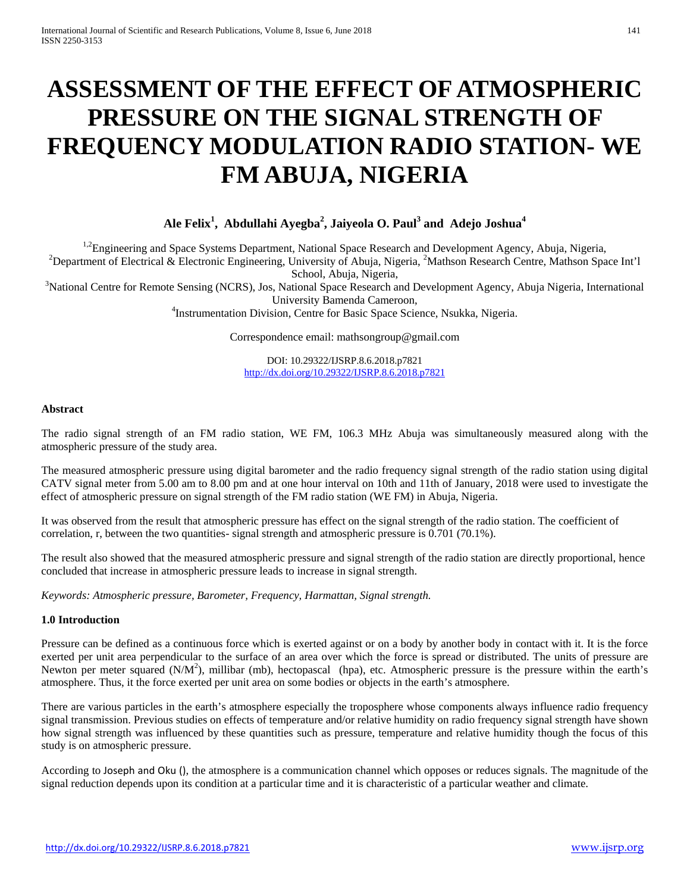# ASSESSMENT OF THE EFFECT OF ATMOSPHERIC PRESSURE ON THE SIGNAL STRENGTH OF FREQUENCY MODULATION RADIO STATION- WE FM ABUJA, NIGERIA

**Ale Felix[1], Abdullahi Ayegba[2], Jaiyeola O. Paul[3] and Adejo Joshua[4]**

[1,2]Engineering and Space Systems Department, National Space Research and Development Agency, Abuja, Nigeria,
[2]Department of Electrical & Electronic Engineering, University of Abuja, Nigeria, [2]Mathson Research Centre, Mathson Space Int'l School, Abuja, Nigeria,
[3]National Centre for Remote Sensing (NCRS), Jos, National Space Research and Development Agency, Abuja Nigeria, International University Bamenda Cameroon,
[4]Instrumentation Division, Centre for Basic Space Science, Nsukka, Nigeria.

Correspondence email: mathsongroup@gmail.com

DOI: 10.29322/IJSRP.8.6.2018.p7821
http://dx.doi.org/10.29322/IJSRP.8.6.2018.p7821

**Abstract**

The radio signal strength of an FM radio station, WE FM, 106.3 MHz Abuja was simultaneously measured along with the atmospheric pressure of the study area.

The measured atmospheric pressure using digital barometer and the radio frequency signal strength of the radio station using digital CATV signal meter from 5.00 am to 8.00 pm and at one hour interval on 10th and 11th of January, 2018 were used to investigate the effect of atmospheric pressure on signal strength of the FM radio station (WE FM) in Abuja, Nigeria.

It was observed from the result that atmospheric pressure has effect on the signal strength of the radio station. The coefficient of correlation, r, between the two quantities- signal strength and atmospheric pressure is 0.701 (70.1%).

The result also showed that the measured atmospheric pressure and signal strength of the radio station are directly proportional, hence concluded that increase in atmospheric pressure leads to increase in signal strength.

*Keywords: Atmospheric pressure, Barometer, Frequency, Harmattan, Signal strength.*

**1.0 Introduction**

Pressure can be defined as a continuous force which is exerted against or on a body by another body in contact with it. It is the force exerted per unit area perpendicular to the surface of an area over which the force is spread or distributed. The units of pressure are Newton per meter squared ($N/M^2$), millibar (mb), hectopascal (hpa), etc. Atmospheric pressure is the pressure within the earth's atmosphere. Thus, it the force exerted per unit area on some bodies or objects in the earth's atmosphere.

There are various particles in the earth's atmosphere especially the troposphere whose components always influence radio frequency signal transmission. Previous studies on effects of temperature and/or relative humidity on radio frequency signal strength have shown how signal strength was influenced by these quantities such as pressure, temperature and relative humidity though the focus of this study is on atmospheric pressure.

According to Joseph and Oku (), the atmosphere is a communication channel which opposes or reduces signals. The magnitude of the signal reduction depends upon its condition at a particular time and it is characteristic of a particular weather and climate.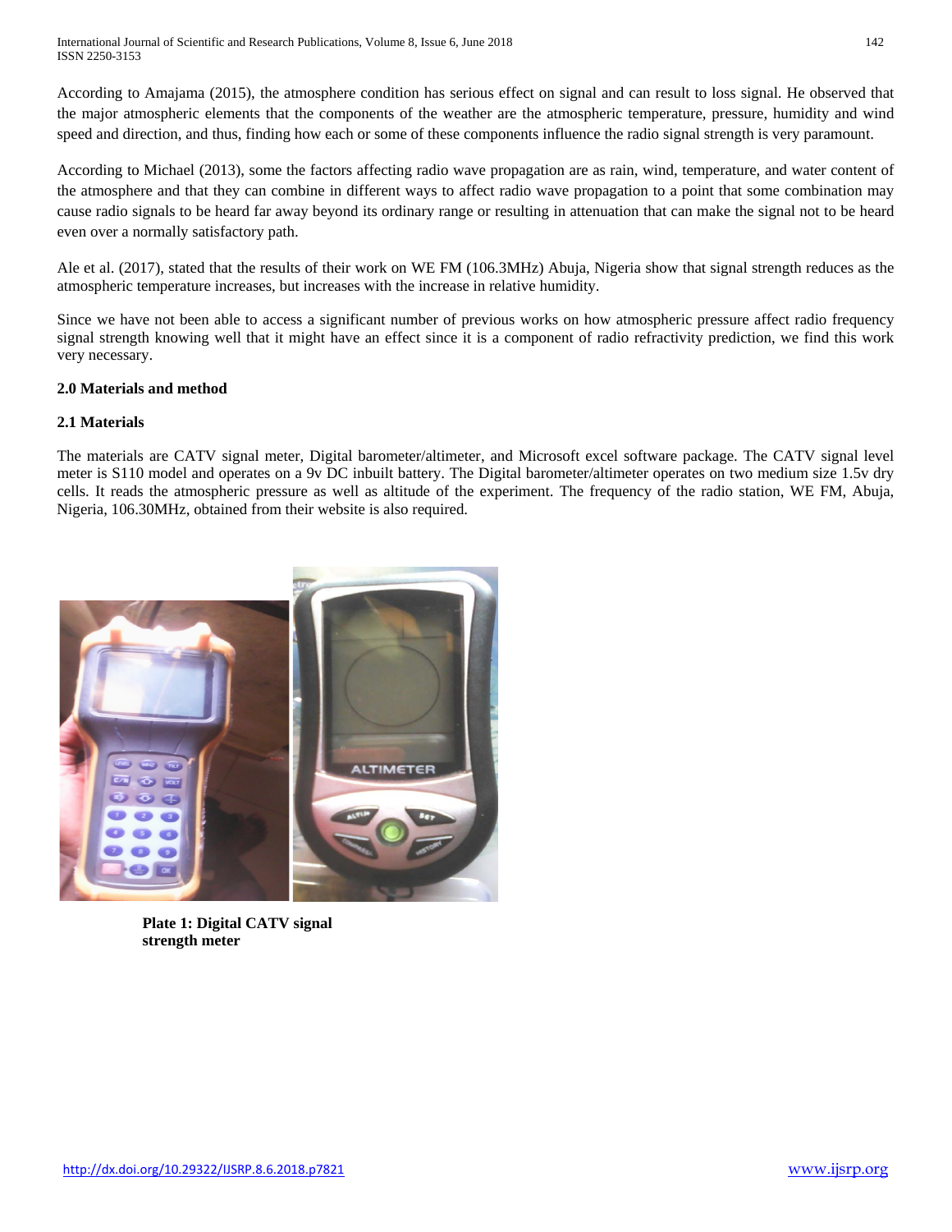According to Amajama (2015), the atmosphere condition has serious effect on signal and can result to loss signal. He observed that the major atmospheric elements that the components of the weather are the atmospheric temperature, pressure, humidity and wind speed and direction, and thus, finding how each or some of these components influence the radio signal strength is very paramount.

According to Michael (2013), some the factors affecting radio wave propagation are as rain, wind, temperature, and water content of the atmosphere and that they can combine in different ways to affect radio wave propagation to a point that some combination may cause radio signals to be heard far away beyond its ordinary range or resulting in attenuation that can make the signal not to be heard even over a normally satisfactory path.

Ale et al. (2017), stated that the results of their work on WE FM (106.3MHz) Abuja, Nigeria show that signal strength reduces as the atmospheric temperature increases, but increases with the increase in relative humidity.

Since we have not been able to access a significant number of previous works on how atmospheric pressure affect radio frequency signal strength knowing well that it might have an effect since it is a component of radio refractivity prediction, we find this work very necessary.

## 2.0 Materials and method

### 2.1 Materials

The materials are CATV signal meter, Digital barometer/altimeter, and Microsoft excel software package. The CATV signal level meter is S110 model and operates on a 9v DC inbuilt battery. The Digital barometer/altimeter operates on two medium size 1.5v dry cells. It reads the atmospheric pressure as well as altitude of the experiment. The frequency of the radio station, WE FM, Abuja, Nigeria, 106.30MHz, obtained from their website is also required.

**Plate 1: Digital CATV signal strength meter**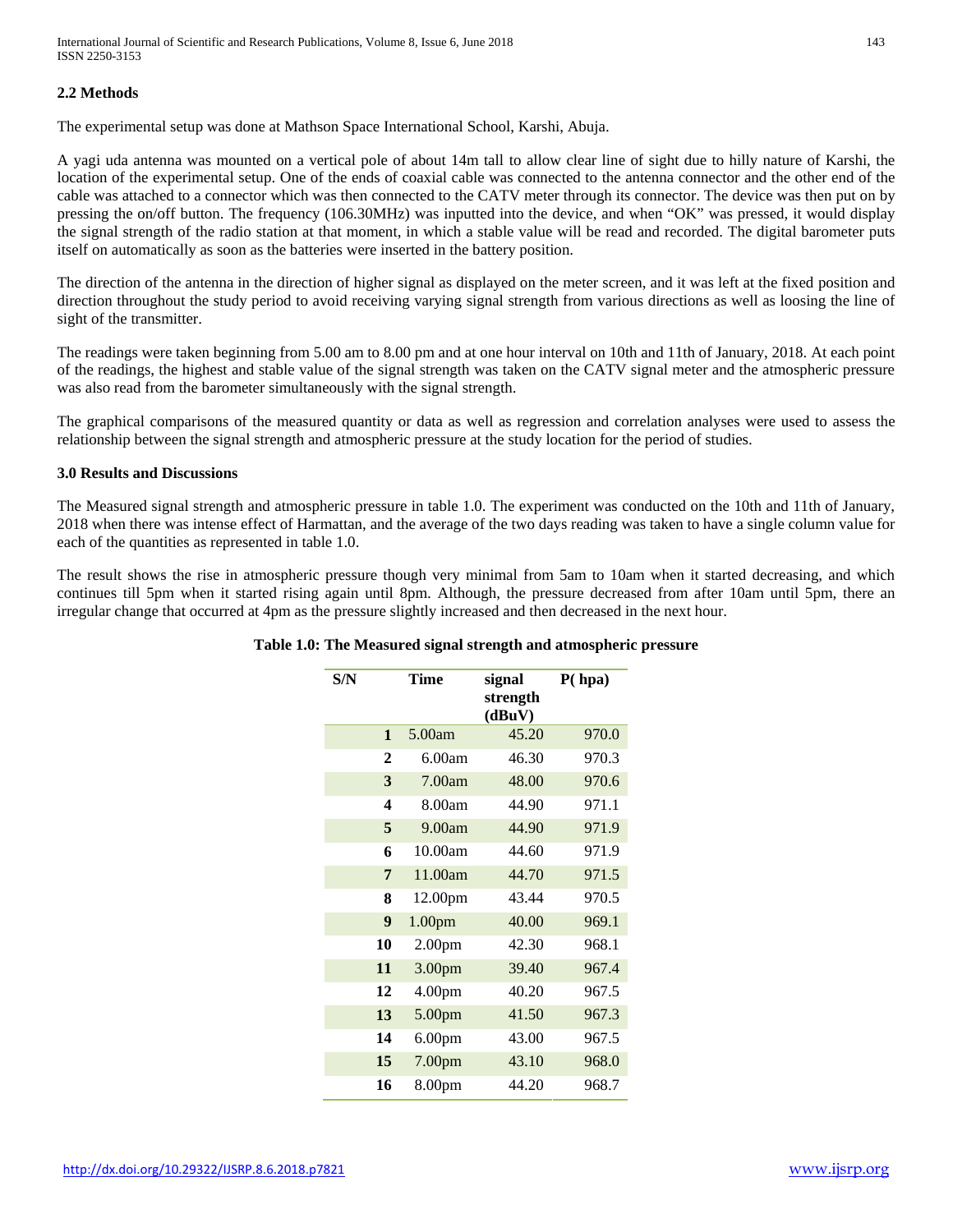### 2.2 Methods

The experimental setup was done at Mathson Space International School, Karshi, Abuja.

A yagi uda antenna was mounted on a vertical pole of about 14m tall to allow clear line of sight due to hilly nature of Karshi, the location of the experimental setup. One of the ends of coaxial cable was connected to the antenna connector and the other end of the cable was attached to a connector which was then connected to the CATV meter through its connector. The device was then put on by pressing the on/off button. The frequency (106.30MHz) was inputted into the device, and when "OK" was pressed, it would display the signal strength of the radio station at that moment, in which a stable value will be read and recorded. The digital barometer puts itself on automatically as soon as the batteries were inserted in the battery position.

The direction of the antenna in the direction of higher signal as displayed on the meter screen, and it was left at the fixed position and direction throughout the study period to avoid receiving varying signal strength from various directions as well as loosing the line of sight of the transmitter.

The readings were taken beginning from 5.00 am to 8.00 pm and at one hour interval on 10th and 11th of January, 2018. At each point of the readings, the highest and stable value of the signal strength was taken on the CATV signal meter and the atmospheric pressure was also read from the barometer simultaneously with the signal strength.

The graphical comparisons of the measured quantity or data as well as regression and correlation analyses were used to assess the relationship between the signal strength and atmospheric pressure at the study location for the period of studies.

### 3.0 Results and Discussions

The Measured signal strength and atmospheric pressure in table 1.0. The experiment was conducted on the 10th and 11th of January, 2018 when there was intense effect of Harmattan, and the average of the two days reading was taken to have a single column value for each of the quantities as represented in table 1.0.

The result shows the rise in atmospheric pressure though very minimal from 5am to 10am when it started decreasing, and which continues till 5pm when it started rising again until 8pm. Although, the pressure decreased from after 10am until 5pm, there an irregular change that occurred at 4pm as the pressure slightly increased and then decreased in the next hour.

**Table 1.0: The Measured signal strength and atmospheric pressure**

| S/N | Time | signal strength (dBuV) | P( hpa) |
|---|---|---|---|
| 1 | 5.00am | 45.20 | 970.0 |
| 2 | 6.00am | 46.30 | 970.3 |
| 3 | 7.00am | 48.00 | 970.6 |
| 4 | 8.00am | 44.90 | 971.1 |
| 5 | 9.00am | 44.90 | 971.9 |
| 6 | 10.00am | 44.60 | 971.9 |
| 7 | 11.00am | 44.70 | 971.5 |
| 8 | 12.00pm | 43.44 | 970.5 |
| 9 | 1.00pm | 40.00 | 969.1 |
| 10 | 2.00pm | 42.30 | 968.1 |
| 11 | 3.00pm | 39.40 | 967.4 |
| 12 | 4.00pm | 40.20 | 967.5 |
| 13 | 5.00pm | 41.50 | 967.3 |
| 14 | 6.00pm | 43.00 | 967.5 |
| 15 | 7.00pm | 43.10 | 968.0 |
| 16 | 8.00pm | 44.20 | 968.7 |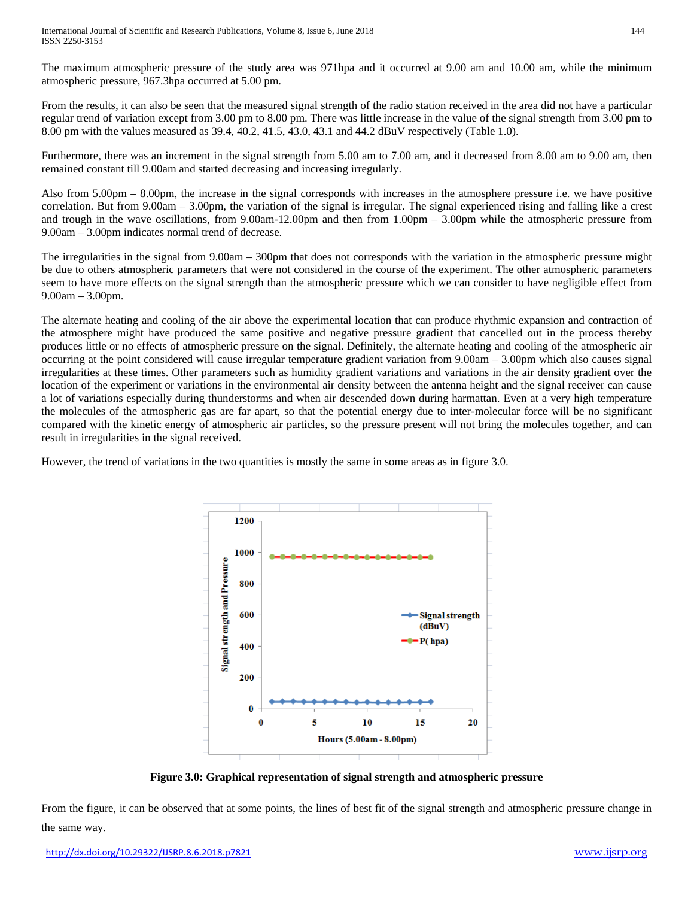The maximum atmospheric pressure of the study area was 971hpa and it occurred at 9.00 am and 10.00 am, while the minimum atmospheric pressure, 967.3hpa occurred at 5.00 pm.

From the results, it can also be seen that the measured signal strength of the radio station received in the area did not have a particular regular trend of variation except from 3.00 pm to 8.00 pm. There was little increase in the value of the signal strength from 3.00 pm to 8.00 pm with the values measured as 39.4, 40.2, 41.5, 43.0, 43.1 and 44.2 dBuV respectively (Table 1.0).

Furthermore, there was an increment in the signal strength from 5.00 am to 7.00 am, and it decreased from 8.00 am to 9.00 am, then remained constant till 9.00am and started decreasing and increasing irregularly.

Also from 5.00pm – 8.00pm, the increase in the signal corresponds with increases in the atmosphere pressure i.e. we have positive correlation. But from 9.00am – 3.00pm, the variation of the signal is irregular. The signal experienced rising and falling like a crest and trough in the wave oscillations, from 9.00am-12.00pm and then from 1.00pm – 3.00pm while the atmospheric pressure from 9.00am – 3.00pm indicates normal trend of decrease.

The irregularities in the signal from 9.00am – 300pm that does not corresponds with the variation in the atmospheric pressure might be due to others atmospheric parameters that were not considered in the course of the experiment. The other atmospheric parameters seem to have more effects on the signal strength than the atmospheric pressure which we can consider to have negligible effect from 9.00am – 3.00pm.

The alternate heating and cooling of the air above the experimental location that can produce rhythmic expansion and contraction of the atmosphere might have produced the same positive and negative pressure gradient that cancelled out in the process thereby produces little or no effects of atmospheric pressure on the signal. Definitely, the alternate heating and cooling of the atmospheric air occurring at the point considered will cause irregular temperature gradient variation from 9.00am – 3.00pm which also causes signal irregularities at these times. Other parameters such as humidity gradient variations and variations in the air density gradient over the location of the experiment or variations in the environmental air density between the antenna height and the signal receiver can cause a lot of variations especially during thunderstorms and when air descended down during harmattan. Even at a very high temperature the molecules of the atmospheric gas are far apart, so that the potential energy due to inter-molecular force will be no significant compared with the kinetic energy of atmospheric air particles, so the pressure present will not bring the molecules together, and can result in irregularities in the signal received.

However, the trend of variations in the two quantities is mostly the same in some areas as in figure 3.0.

Signal strength and Pressure
1200
1000
800
600
400
200
0
0
5
10
15
20
Hours (5.00am - 8.00pm)
Signal strength (dBuV)
P( hpa)

**Figure 3.0: Graphical representation of signal strength and atmospheric pressure**

From the figure, it can be observed that at some points, the lines of best fit of the signal strength and atmospheric pressure change in the same way.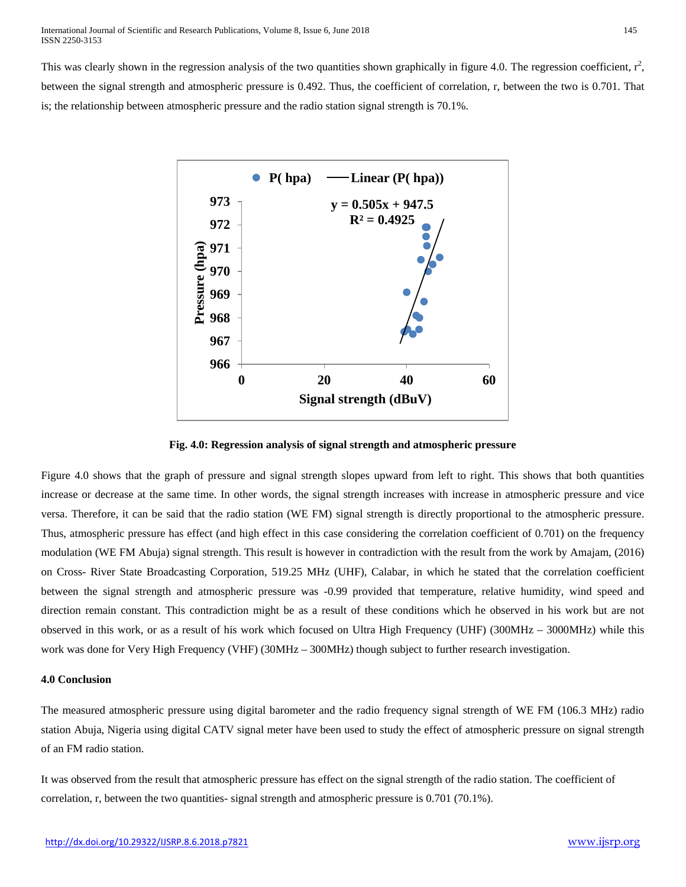This was clearly shown in the regression analysis of the two quantities shown graphically in figure 4.0. The regression coefficient, $r^2$, between the signal strength and atmospheric pressure is 0.492. Thus, the coefficient of correlation, r, between the two is 0.701. That is; the relationship between atmospheric pressure and the radio station signal strength is 70.1%.

P( hpa)
Linear (P( hpa))
$y = 0.505x + 947.5$
$R^2 = 0.4925$
Pressure (hpa)
973
972
971
970
969
968
967
966
0
20
40
60
Signal strength (dBuV)

**Fig. 4.0: Regression analysis of signal strength and atmospheric pressure**

Figure 4.0 shows that the graph of pressure and signal strength slopes upward from left to right. This shows that both quantities increase or decrease at the same time. In other words, the signal strength increases with increase in atmospheric pressure and vice versa. Therefore, it can be said that the radio station (WE FM) signal strength is directly proportional to the atmospheric pressure. Thus, atmospheric pressure has effect (and high effect in this case considering the correlation coefficient of 0.701) on the frequency modulation (WE FM Abuja) signal strength. This result is however in contradiction with the result from the work by Amajam, (2016) on Cross- River State Broadcasting Corporation, 519.25 MHz (UHF), Calabar, in which he stated that the correlation coefficient between the signal strength and atmospheric pressure was -0.99 provided that temperature, relative humidity, wind speed and direction remain constant. This contradiction might be as a result of these conditions which he observed in his work but are not observed in this work, or as a result of his work which focused on Ultra High Frequency (UHF) (300MHz – 3000MHz) while this work was done for Very High Frequency (VHF) (30MHz – 300MHz) though subject to further research investigation.

#### 4.0 Conclusion

The measured atmospheric pressure using digital barometer and the radio frequency signal strength of WE FM (106.3 MHz) radio station Abuja, Nigeria using digital CATV signal meter have been used to study the effect of atmospheric pressure on signal strength of an FM radio station.

It was observed from the result that atmospheric pressure has effect on the signal strength of the radio station. The coefficient of correlation, r, between the two quantities- signal strength and atmospheric pressure is 0.701 (70.1%).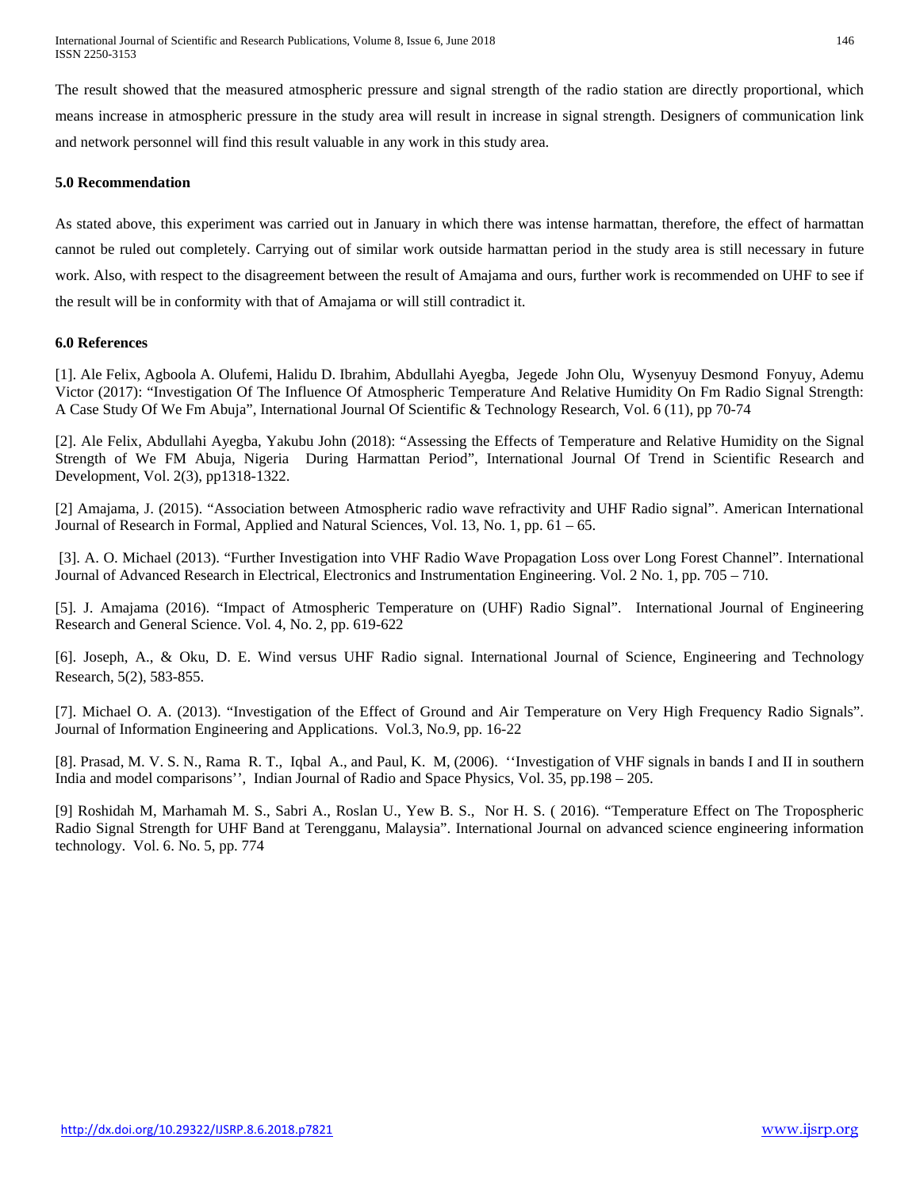The result showed that the measured atmospheric pressure and signal strength of the radio station are directly proportional, which means increase in atmospheric pressure in the study area will result in increase in signal strength. Designers of communication link and network personnel will find this result valuable in any work in this study area.

### 5.0 Recommendation

As stated above, this experiment was carried out in January in which there was intense harmattan, therefore, the effect of harmattan cannot be ruled out completely. Carrying out of similar work outside harmattan period in the study area is still necessary in future work. Also, with respect to the disagreement between the result of Amajama and ours, further work is recommended on UHF to see if the result will be in conformity with that of Amajama or will still contradict it.

### 6.0 References

[1]. Ale Felix, Agboola A. Olufemi, Halidu D. Ibrahim, Abdullahi Ayegba, Jegede John Olu, Wysenyuy Desmond Fonyuy, Ademu Victor (2017): "Investigation Of The Influence Of Atmospheric Temperature And Relative Humidity On Fm Radio Signal Strength: A Case Study Of We Fm Abuja", International Journal Of Scientific & Technology Research, Vol. 6 (11), pp 70-74

[2]. Ale Felix, Abdullahi Ayegba, Yakubu John (2018): "Assessing the Effects of Temperature and Relative Humidity on the Signal Strength of We FM Abuja, Nigeria During Harmattan Period", International Journal Of Trend in Scientific Research and Development, Vol. 2(3), pp1318-1322.

[2] Amajama, J. (2015). "Association between Atmospheric radio wave refractivity and UHF Radio signal". American International Journal of Research in Formal, Applied and Natural Sciences, Vol. 13, No. 1, pp. 61 – 65.

[3]. A. O. Michael (2013). "Further Investigation into VHF Radio Wave Propagation Loss over Long Forest Channel". International Journal of Advanced Research in Electrical, Electronics and Instrumentation Engineering. Vol. 2 No. 1, pp. 705 – 710.

[5]. J. Amajama (2016). "Impact of Atmospheric Temperature on (UHF) Radio Signal". International Journal of Engineering Research and General Science. Vol. 4, No. 2, pp. 619-622

[6]. Joseph, A., & Oku, D. E. Wind versus UHF Radio signal. International Journal of Science, Engineering and Technology Research, 5(2), 583-855.

[7]. Michael O. A. (2013). "Investigation of the Effect of Ground and Air Temperature on Very High Frequency Radio Signals". Journal of Information Engineering and Applications. Vol.3, No.9, pp. 16-22

[8]. Prasad, M. V. S. N., Rama R. T., Iqbal A., and Paul, K. M, (2006). ''Investigation of VHF signals in bands I and II in southern India and model comparisons'', Indian Journal of Radio and Space Physics, Vol. 35, pp.198 – 205.

[9] Roshidah M, Marhamah M. S., Sabri A., Roslan U., Yew B. S., Nor H. S. ( 2016). "Temperature Effect on The Tropospheric Radio Signal Strength for UHF Band at Terengganu, Malaysia". International Journal on advanced science engineering information technology. Vol. 6. No. 5, pp. 774